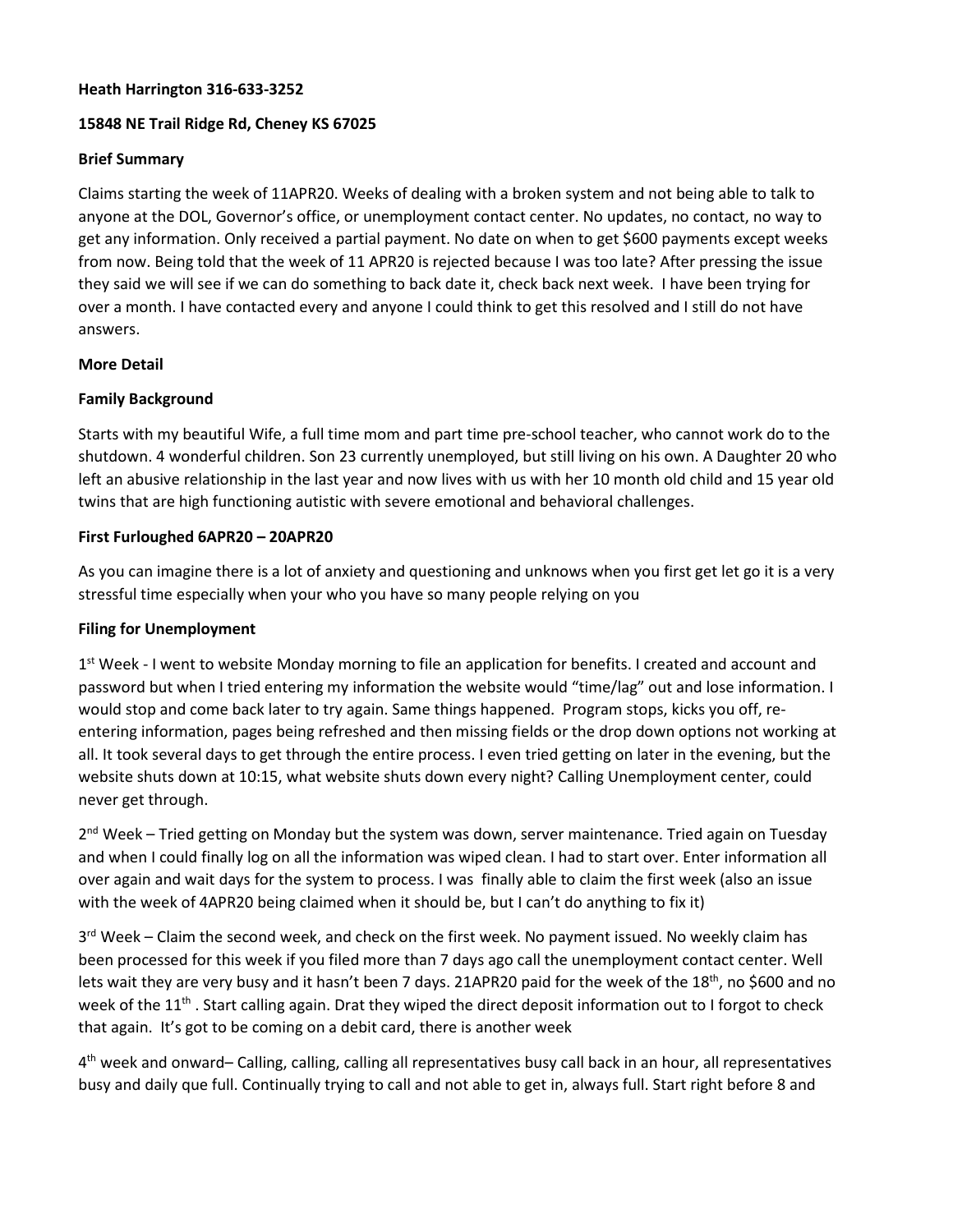**Heath Harrington 316-633-3252**

**15848 NE Trail Ridge Rd, Cheney KS 67025**

**Brief Summary**

Claims starting the week of 11APR20. Weeks of dealing with a broken system and not being able to talk to anyone at the DOL, Governor's office, or unemployment contact center. No updates, no contact, no way to get any information. Only received a partial payment. No date on when to get $600 payments except weeks from now. Being told that the week of 11 APR20 is rejected because I was too late? After pressing the issue they said we will see if we can do something to back date it, check back next week. I have been trying for over a month. I have contacted every and anyone I could think to get this resolved and I still do not have answers.

**More Detail**

**Family Background**

Starts with my beautiful Wife, a full time mom and part time pre-school teacher, who cannot work do to the shutdown. 4 wonderful children. Son 23 currently unemployed, but still living on his own. A Daughter 20 who left an abusive relationship in the last year and now lives with us with her 10 month old child and 15 year old twins that are high functioning autistic with severe emotional and behavioral challenges.

**First Furloughed 6APR20 – 20APR20**

As you can imagine there is a lot of anxiety and questioning and unknows when you first get let go it is a very stressful time especially when your who you have so many people relying on you

**Filing for Unemployment**

1st Week - I went to website Monday morning to file an application for benefits. I created and account and password but when I tried entering my information the website would "time/lag" out and lose information. I would stop and come back later to try again. Same things happened. Program stops, kicks you off, re-entering information, pages being refreshed and then missing fields or the drop down options not working at all. It took several days to get through the entire process. I even tried getting on later in the evening, but the website shuts down at 10:15, what website shuts down every night? Calling Unemployment center, could never get through.

2nd Week – Tried getting on Monday but the system was down, server maintenance. Tried again on Tuesday and when I could finally log on all the information was wiped clean. I had to start over. Enter information all over again and wait days for the system to process. I was finally able to claim the first week (also an issue with the week of 4APR20 being claimed when it should be, but I can't do anything to fix it)

3rd Week – Claim the second week, and check on the first week. No payment issued. No weekly claim has been processed for this week if you filed more than 7 days ago call the unemployment contact center. Well lets wait they are very busy and it hasn't been 7 days. 21APR20 paid for the week of the 18th, no $600 and no week of the 11th . Start calling again. Drat they wiped the direct deposit information out to I forgot to check that again. It's got to be coming on a debit card, there is another week

4th week and onward– Calling, calling, calling all representatives busy call back in an hour, all representatives busy and daily que full. Continually trying to call and not able to get in, always full. Start right before 8 and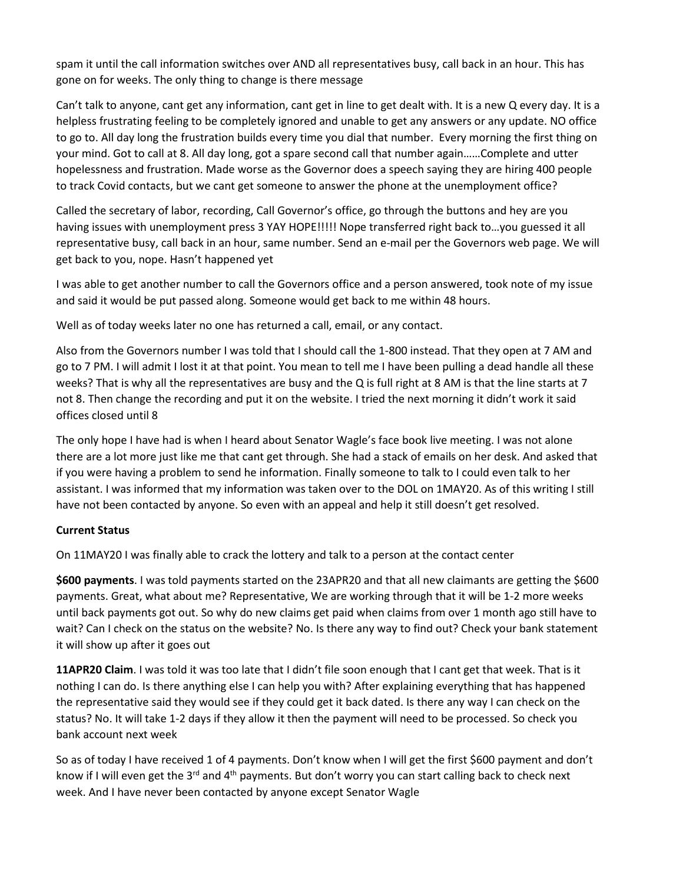spam it until the call information switches over AND all representatives busy, call back in an hour. This has gone on for weeks. The only thing to change is there message

Can't talk to anyone, cant get any information, cant get in line to get dealt with. It is a new Q every day. It is a helpless frustrating feeling to be completely ignored and unable to get any answers or any update. NO office to go to. All day long the frustration builds every time you dial that number. Every morning the first thing on your mind. Got to call at 8. All day long, got a spare second call that number again……Complete and utter hopelessness and frustration. Made worse as the Governor does a speech saying they are hiring 400 people to track Covid contacts, but we cant get someone to answer the phone at the unemployment office?

Called the secretary of labor, recording, Call Governor's office, go through the buttons and hey are you having issues with unemployment press 3 YAY HOPE!!!!! Nope transferred right back to…you guessed it all representative busy, call back in an hour, same number. Send an e-mail per the Governors web page. We will get back to you, nope. Hasn't happened yet

I was able to get another number to call the Governors office and a person answered, took note of my issue and said it would be put passed along. Someone would get back to me within 48 hours.

Well as of today weeks later no one has returned a call, email, or any contact.

Also from the Governors number I was told that I should call the 1-800 instead. That they open at 7 AM and go to 7 PM. I will admit I lost it at that point. You mean to tell me I have been pulling a dead handle all these weeks? That is why all the representatives are busy and the Q is full right at 8 AM is that the line starts at 7 not 8. Then change the recording and put it on the website. I tried the next morning it didn't work it said offices closed until 8

The only hope I have had is when I heard about Senator Wagle's face book live meeting. I was not alone there are a lot more just like me that cant get through. She had a stack of emails on her desk. And asked that if you were having a problem to send he information. Finally someone to talk to I could even talk to her assistant. I was informed that my information was taken over to the DOL on 1MAY20. As of this writing I still have not been contacted by anyone. So even with an appeal and help it still doesn't get resolved.

**Current Status**

On 11MAY20 I was finally able to crack the lottery and talk to a person at the contact center

**$600 payments**. I was told payments started on the 23APR20 and that all new claimants are getting the $600 payments. Great, what about me? Representative, We are working through that it will be 1-2 more weeks until back payments got out. So why do new claims get paid when claims from over 1 month ago still have to wait? Can I check on the status on the website? No. Is there any way to find out? Check your bank statement it will show up after it goes out

**11APR20 Claim**. I was told it was too late that I didn't file soon enough that I cant get that week. That is it nothing I can do. Is there anything else I can help you with? After explaining everything that has happened the representative said they would see if they could get it back dated. Is there any way I can check on the status? No. It will take 1-2 days if they allow it then the payment will need to be processed. So check you bank account next week

So as of today I have received 1 of 4 payments. Don't know when I will get the first $600 payment and don't know if I will even get the 3rd and 4th payments. But don't worry you can start calling back to check next week. And I have never been contacted by anyone except Senator Wagle